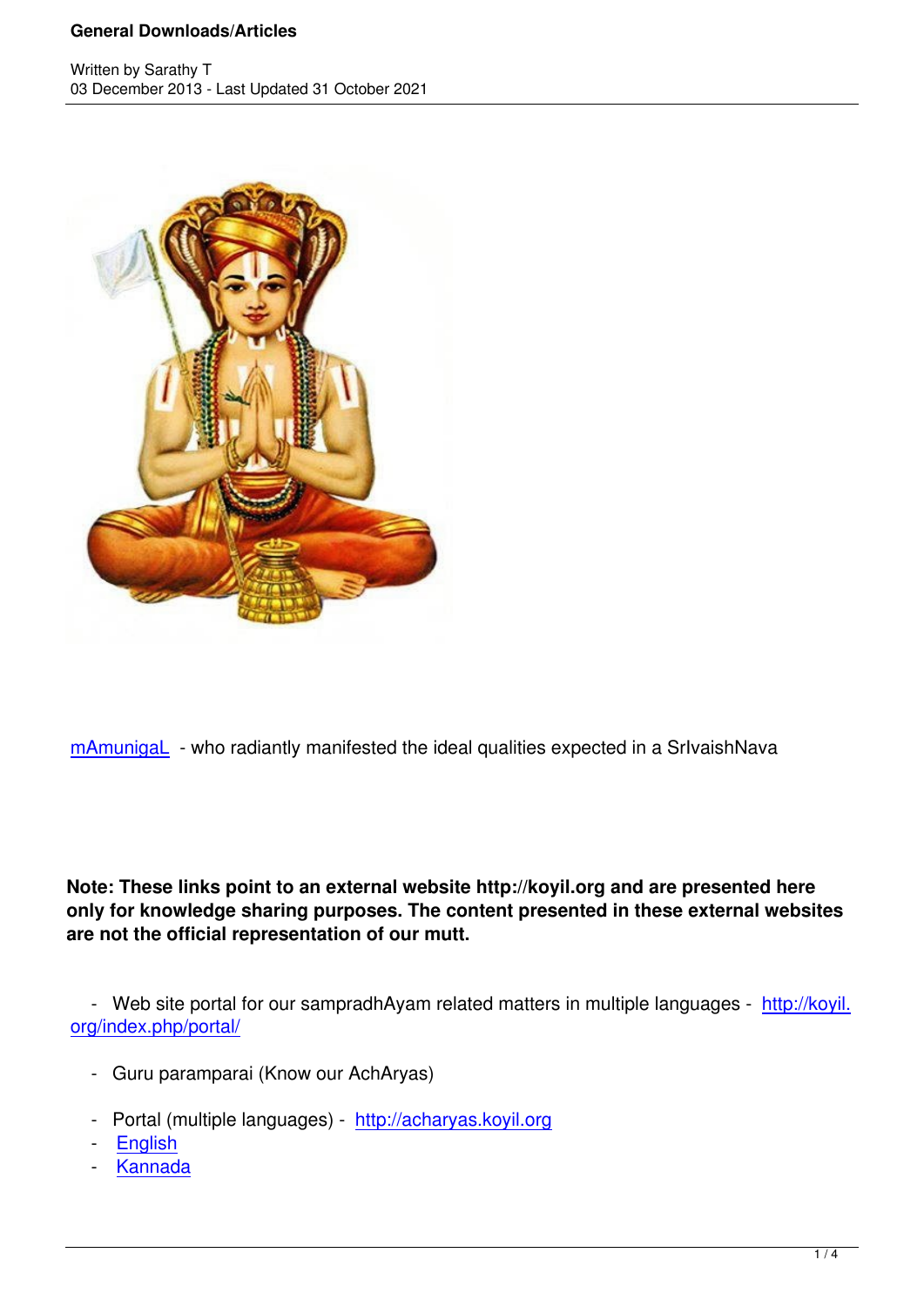mAmunigaL - who radiantly manifested the ideal qualities expected in a SrIvaishNava

**Note: These links point to an external website http://koyil.org and are presented here only for knowledge sharing purposes. The content presented in these external websites are not the official representation of our mutt.**

- Web site portal for our sampradhAyam related matters in multiple languages - http://koyil.org/index.php/portal/

- Guru paramparai (Know our AchAryas)

- Portal (multiple languages) - http://acharyas.koyil.org
- English
- Kannada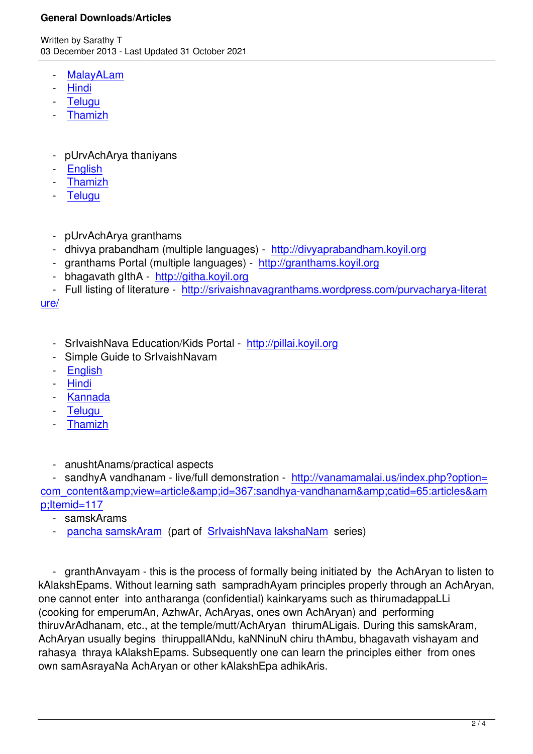- MalayALam
- Hindi
- Telugu
- Thamizh

- pUrvAchArya thaniyans
- English
- Thamizh
- Telugu

- pUrvAchArya granthams
- dhivya prabandham (multiple languages) - http://divyaprabandham.koyil.org
- granthams Portal (multiple languages) - http://granthams.koyil.org
- bhagavath gIthA - http://githa.koyil.org
- Full listing of literature - http://srivaishnavagranthams.wordpress.com/purvacharya-literature/

- SrIvaishNava Education/Kids Portal - http://pillai.koyil.org
- Simple Guide to SrIvaishNavam
- English
- Hindi
- Kannada
- Telugu
- Thamizh

- anushtAnams/practical aspects
- sandhyA vandhanam - live/full demonstration - http://vanamamalai.us/index.php?option=com_content&amp;view=article&amp;id=367:sandhya-vandhanam&amp;catid=65:articles&amp;Itemid=117
- samskArams
- pancha samskAram (part of SrIvaishNava lakshaNam series)

- granthAnvayam - this is the process of formally being initiated by the AchAryan to listen to kAlakshEpams. Without learning sath sampradhAyam principles properly through an AchAryan, one cannot enter into antharanga (confidential) kainkaryams such as thirumadappaLLi (cooking for emperumAn, AzhwAr, AchAryas, ones own AchAryan) and performing thiruvArAdhanam, etc., at the temple/mutt/AchAryan thirumALigais. During this samskAram, AchAryan usually begins thiruppallANdu, kaNNinuN chiru thAmbu, bhagavath vishayam and rahasya thraya kAlakshEpams. Subsequently one can learn the principles either from ones own samAsrayaNa AchAryan or other kAlakshEpa adhikAris.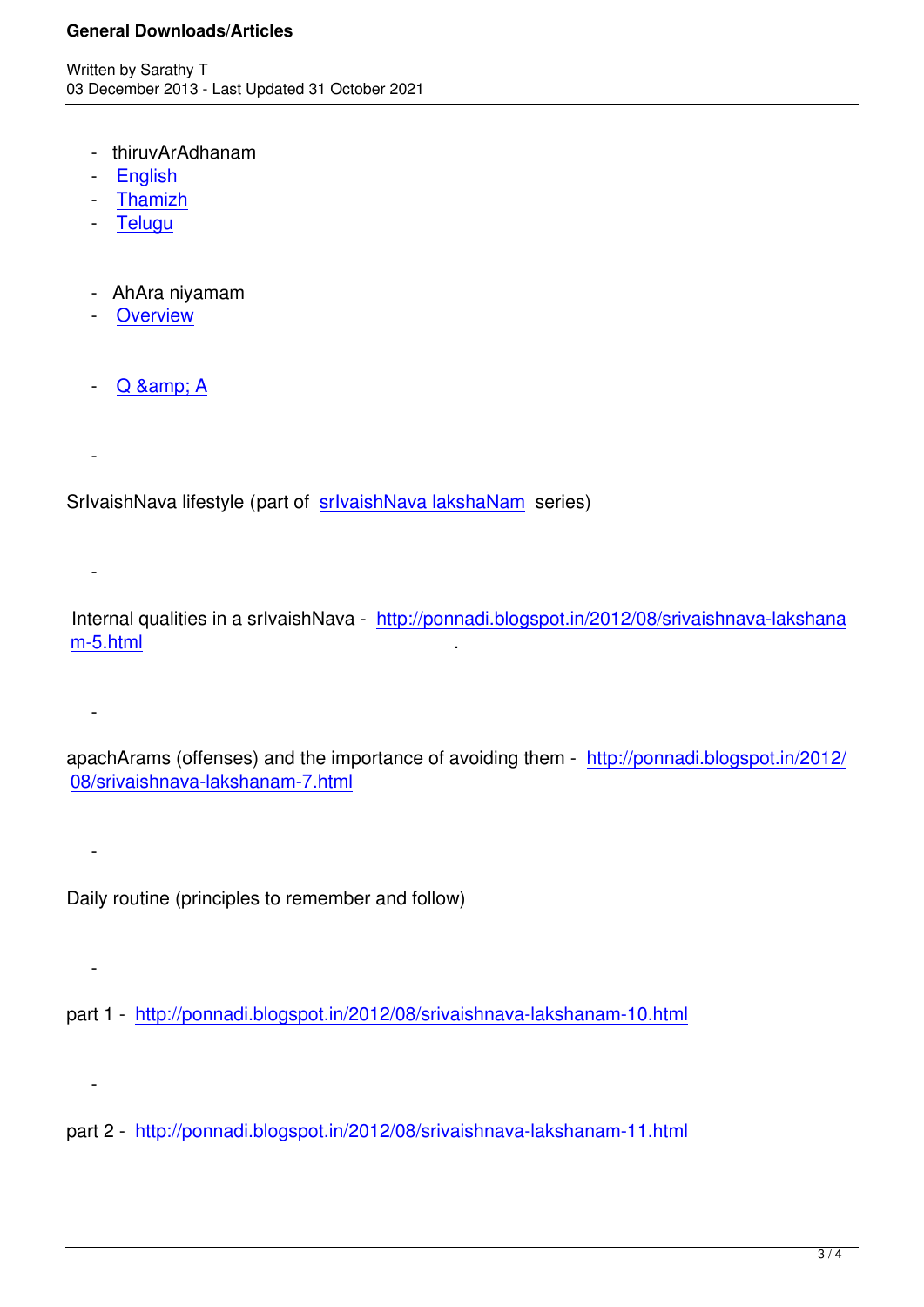- thiruvArAdhanam
- English
- Thamizh
- Telugu

- AhAra niyamam
- Overview

- Q &amp; A

-

SrIvaishNava lifestyle (part of srIvaishNava lakshaNam series)

-

Internal qualities in a srIvaishNava - http://ponnadi.blogspot.in/2012/08/srivaishnava-lakshanam-5.html .

-

apachArams (offenses) and the importance of avoiding them - http://ponnadi.blogspot.in/2012/08/srivaishnava-lakshanam-7.html

-

Daily routine (principles to remember and follow)

-

part 1 - http://ponnadi.blogspot.in/2012/08/srivaishnava-lakshanam-10.html

-

part 2 - http://ponnadi.blogspot.in/2012/08/srivaishnava-lakshanam-11.html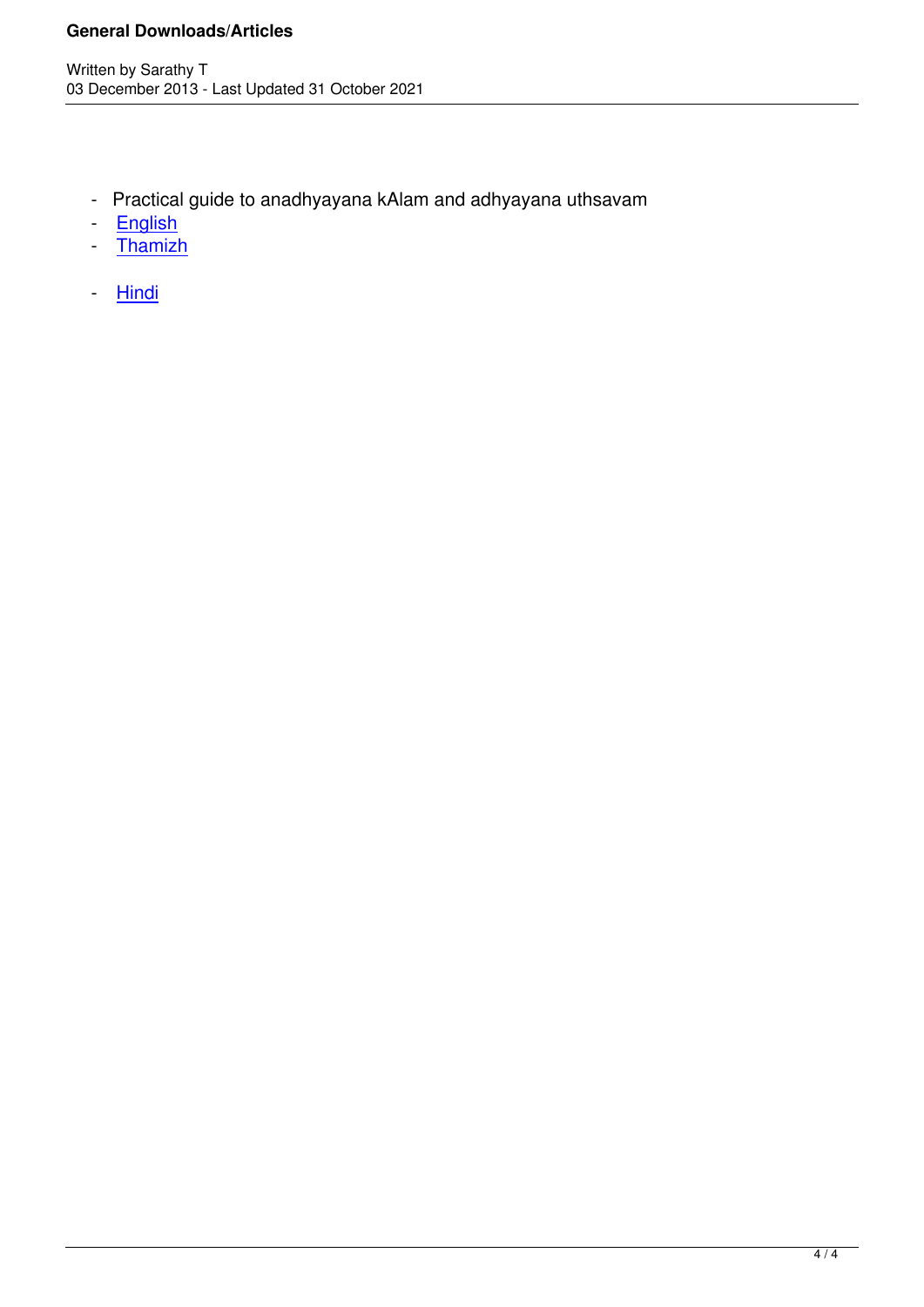- Practical guide to anadhyayana kAlam and adhyayana uthsavam
- English
- Thamizh

- Hindi